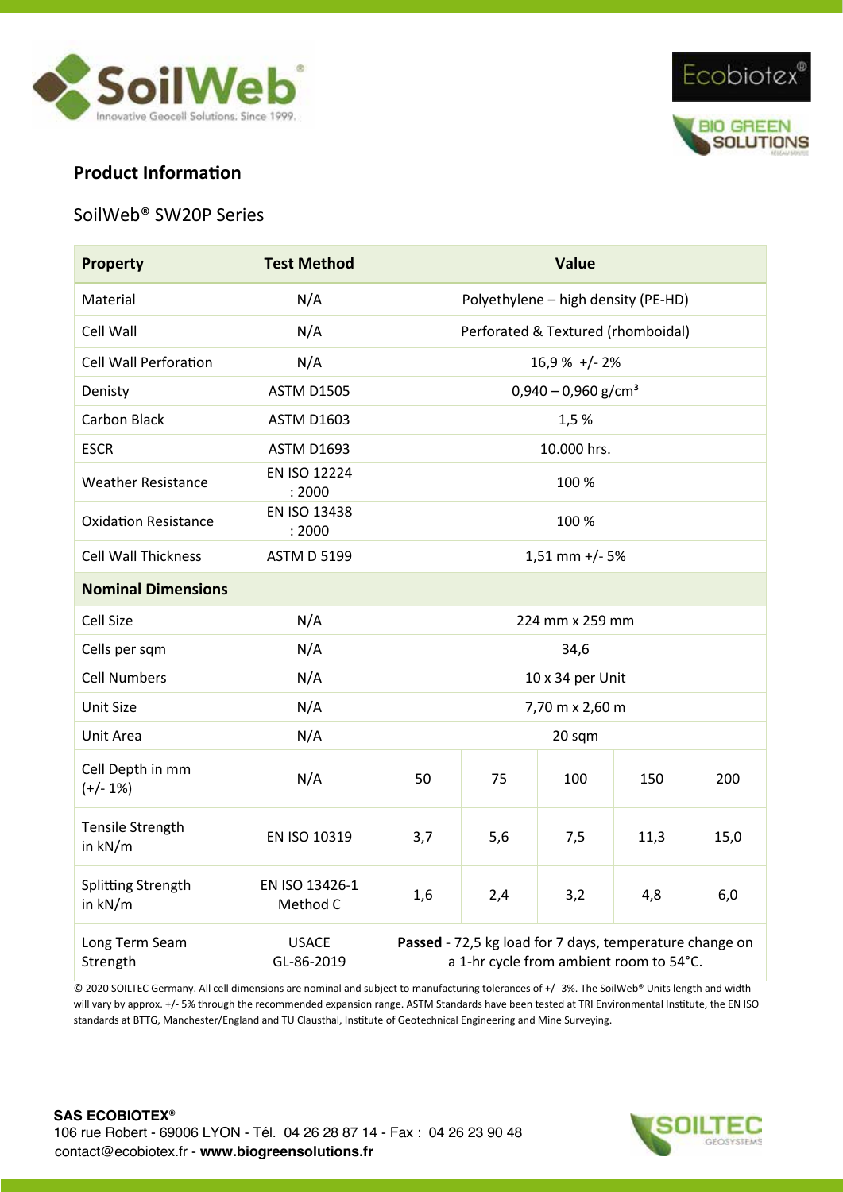## Product Information

SoilWeb® SW20P Series

| Property | Test Method | Value | | | | |
|---|---|---|---|---|---|---|
| Material | N/A | Polyethylene – high density (PE-HD) | | | | |
| Cell Wall | N/A | Perforated & Textured (rhomboidal) | | | | |
| Cell Wall Perforation | N/A | 16,9 % +/- 2% | | | | |
| Denisty | ASTM D1505 | 0,940 – 0,960 g/cm³ | | | | |
| Carbon Black | ASTM D1603 | 1,5 % | | | | |
| ESCR | ASTM D1693 | 10.000 hrs. | | | | |
| Weather Resistance | EN ISO 12224 : 2000 | 100 % | | | | |
| Oxidation Resistance | EN ISO 13438 : 2000 | 100 % | | | | |
| Cell Wall Thickness | ASTM D 5199 | 1,51 mm +/- 5% | | | | |
| **Nominal Dimensions** | | | | | | |
| Cell Size | N/A | 224 mm x 259 mm | | | | |
| Cells per sqm | N/A | 34,6 | | | | |
| Cell Numbers | N/A | 10 x 34 per Unit | | | | |
| Unit Size | N/A | 7,70 m x 2,60 m | | | | |
| Unit Area | N/A | 20 sqm | | | | |
| Cell Depth in mm (+/- 1%) | N/A | 50 | 75 | 100 | 150 | 200 |
| Tensile Strength in kN/m | EN ISO 10319 | 3,7 | 5,6 | 7,5 | 11,3 | 15,0 |
| Splitting Strength in kN/m | EN ISO 13426-1 Method C | 1,6 | 2,4 | 3,2 | 4,8 | 6,0 |
| Long Term Seam Strength | USACE GL-86-2019 | **Passed** - 72,5 kg load for 7 days, temperature change on a 1-hr cycle from ambient room to 54°C. | | | | |

© 2020 SOILTEC Germany. All cell dimensions are nominal and subject to manufacturing tolerances of +/- 3%. The SoilWeb® Units length and width will vary by approx. +/- 5% through the recommended expansion range. ASTM Standards have been tested at TRI Environmental Institute, the EN ISO standards at BTTG, Manchester/England and TU Clausthal, Institute of Geotechnical Engineering and Mine Surveying.

**SAS ECOBIOTEX®**
106 rue Robert - 69006 LYON - Tél. 04 26 28 87 14 - Fax : 04 26 23 90 48
contact@ecobiotex.fr - **www.biogreensolutions.fr**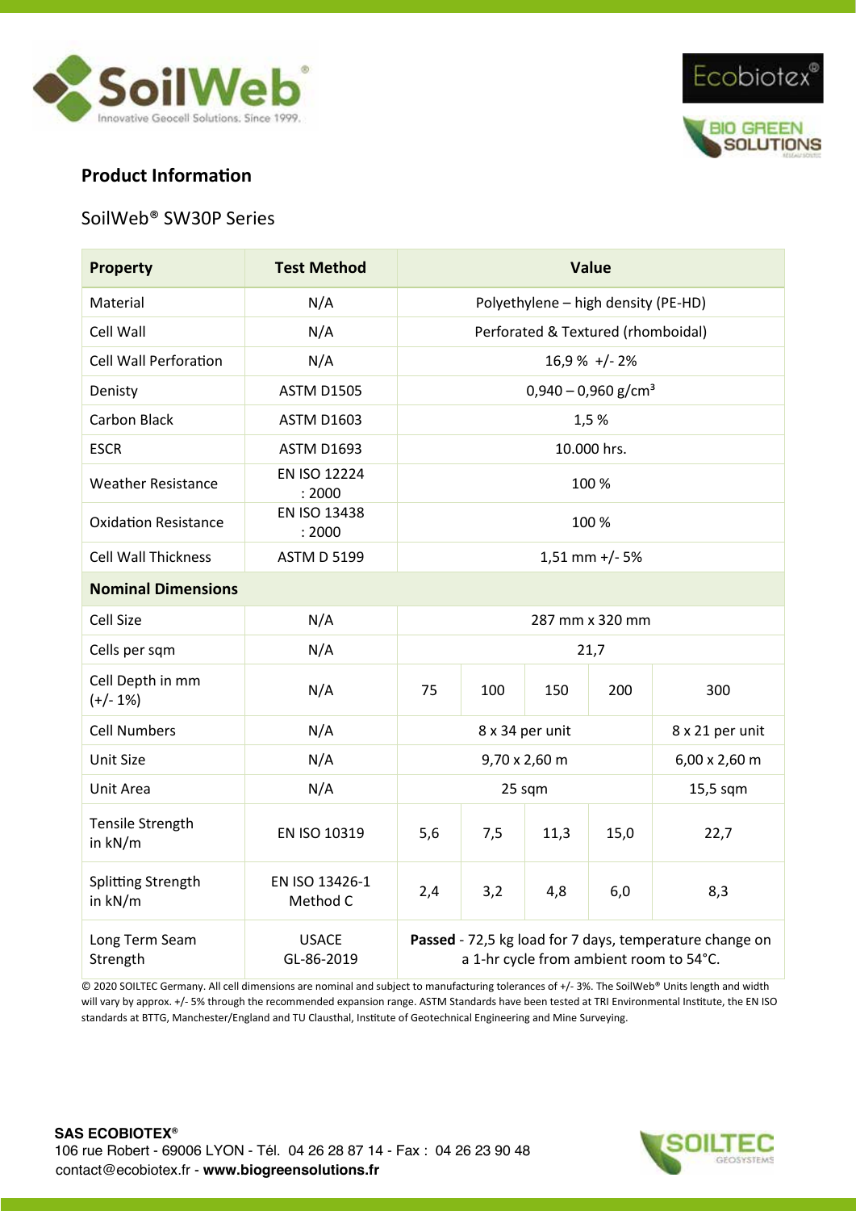## Product Information

SoilWeb® SW30P Series

| Property | Test Method | Value | | | | |
|---|---|---|---|---|---|---|
| Material | N/A | Polyethylene – high density (PE-HD) | | | | |
| Cell Wall | N/A | Perforated & Textured (rhomboidal) | | | | |
| Cell Wall Perforation | N/A | 16,9 % +/- 2% | | | | |
| Denisty | ASTM D1505 | 0,940 – 0,960 g/cm³ | | | | |
| Carbon Black | ASTM D1603 | 1,5 % | | | | |
| ESCR | ASTM D1693 | 10.000 hrs. | | | | |
| Weather Resistance | EN ISO 12224 : 2000 | 100 % | | | | |
| Oxidation Resistance | EN ISO 13438 : 2000 | 100 % | | | | |
| Cell Wall Thickness | ASTM D 5199 | 1,51 mm +/- 5% | | | | |
| **Nominal Dimensions** | | | | | | |
| Cell Size | N/A | 287 mm x 320 mm | | | | |
| Cells per sqm | N/A | 21,7 | | | | |
| Cell Depth in mm (+/- 1%) | N/A | 75 | 100 | 150 | 200 | 300 |
| Cell Numbers | N/A | 8 x 34 per unit | | | | 8 x 21 per unit |
| Unit Size | N/A | 9,70 x 2,60 m | | | | 6,00 x 2,60 m |
| Unit Area | N/A | 25 sqm | | | | 15,5 sqm |
| Tensile Strength in kN/m | EN ISO 10319 | 5,6 | 7,5 | 11,3 | 15,0 | 22,7 |
| Splitting Strength in kN/m | EN ISO 13426-1 Method C | 2,4 | 3,2 | 4,8 | 6,0 | 8,3 |
| Long Term Seam Strength | USACE GL-86-2019 | **Passed** - 72,5 kg load for 7 days, temperature change on a 1-hr cycle from ambient room to 54°C. | | | | |

© 2020 SOILTEC Germany. All cell dimensions are nominal and subject to manufacturing tolerances of +/- 3%. The SoilWeb® Units length and width will vary by approx. +/- 5% through the recommended expansion range. ASTM Standards have been tested at TRI Environmental Institute, the EN ISO standards at BTTG, Manchester/England and TU Clausthal, Institute of Geotechnical Engineering and Mine Surveying.

**SAS ECOBIOTEX®**
106 rue Robert - 69006 LYON - Tél. 04 26 28 87 14 - Fax : 04 26 23 90 48
contact@ecobiotex.fr - **www.biogreensolutions.fr**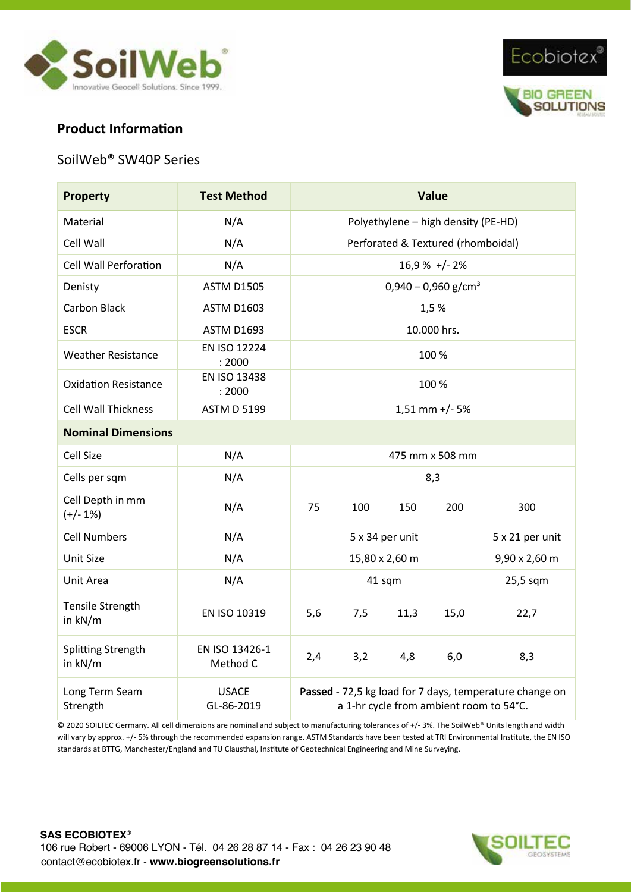## Product Information

SoilWeb® SW40P Series

| Property | Test Method | Value | | | | |
|---|---|---|---|---|---|---|
| Material | N/A | Polyethylene – high density (PE-HD) | | | | |
| Cell Wall | N/A | Perforated & Textured (rhomboidal) | | | | |
| Cell Wall Perforation | N/A | 16,9 % +/- 2% | | | | |
| Denisty | ASTM D1505 | 0,940 – 0,960 g/cm³ | | | | |
| Carbon Black | ASTM D1603 | 1,5 % | | | | |
| ESCR | ASTM D1693 | 10.000 hrs. | | | | |
| Weather Resistance | EN ISO 12224 : 2000 | 100 % | | | | |
| Oxidation Resistance | EN ISO 13438 : 2000 | 100 % | | | | |
| Cell Wall Thickness | ASTM D 5199 | 1,51 mm +/- 5% | | | | |
| **Nominal Dimensions** | | | | | | |
| Cell Size | N/A | 475 mm x 508 mm | | | | |
| Cells per sqm | N/A | 8,3 | | | | |
| Cell Depth in mm (+/- 1%) | N/A | 75 | 100 | 150 | 200 | 300 |
| Cell Numbers | N/A | 5 x 34 per unit | | | | 5 x 21 per unit |
| Unit Size | N/A | 15,80 x 2,60 m | | | | 9,90 x 2,60 m |
| Unit Area | N/A | 41 sqm | | | | 25,5 sqm |
| Tensile Strength in kN/m | EN ISO 10319 | 5,6 | 7,5 | 11,3 | 15,0 | 22,7 |
| Splitting Strength in kN/m | EN ISO 13426-1 Method C | 2,4 | 3,2 | 4,8 | 6,0 | 8,3 |
| Long Term Seam Strength | USACE GL-86-2019 | **Passed** - 72,5 kg load for 7 days, temperature change on a 1-hr cycle from ambient room to 54°C. | | | | |

© 2020 SOILTEC Germany. All cell dimensions are nominal and subject to manufacturing tolerances of +/- 3%. The SoilWeb® Units length and width will vary by approx. +/- 5% through the recommended expansion range. ASTM Standards have been tested at TRI Environmental Institute, the EN ISO standards at BTTG, Manchester/England and TU Clausthal, Institute of Geotechnical Engineering and Mine Surveying.

**SAS ECOBIOTEX®**
106 rue Robert - 69006 LYON - Tél. 04 26 28 87 14 - Fax : 04 26 23 90 48
contact@ecobiotex.fr - **www.biogreensolutions.fr**